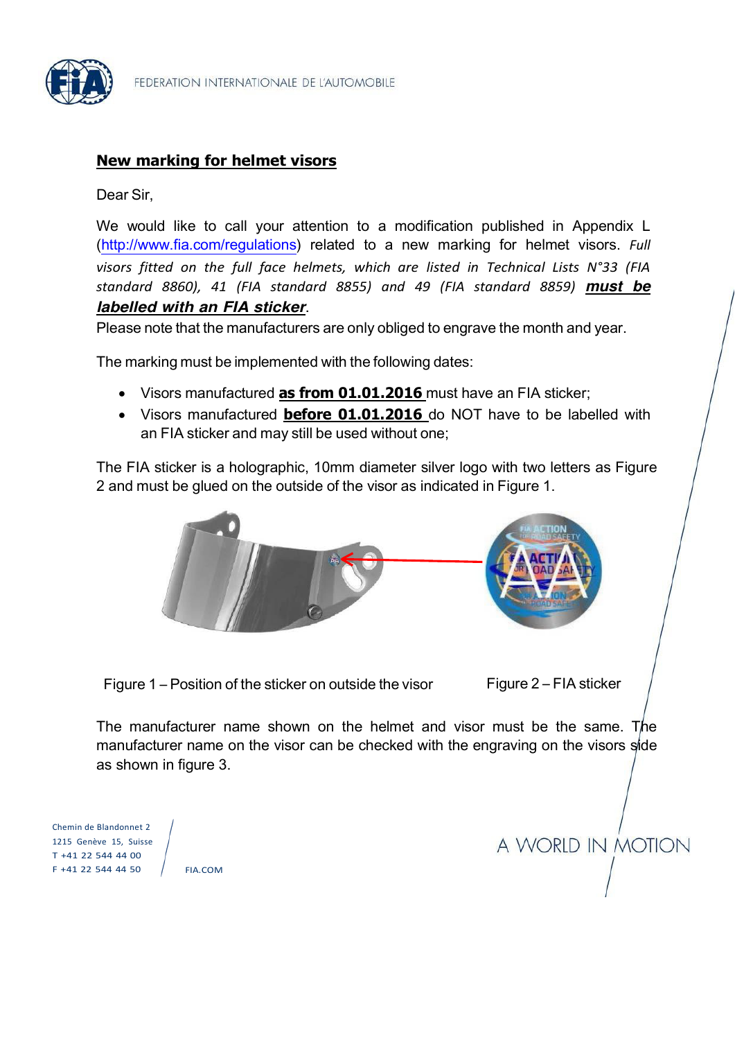## New marking for helmet visors

Dear Sir,

We would like to call your attention to a modification published in Appendix L (http://www.fia.com/regulations) related to a new marking for helmet visors. *Full visors fitted on the full face helmets, which are listed in Technical Lists N°33 (FIA standard 8860), 41 (FIA standard 8855) and 49 (FIA standard 8859)* ***must be labelled with an FIA sticker***.
Please note that the manufacturers are only obliged to engrave the month and year.

The marking must be implemented with the following dates:

- Visors manufactured **as from 01.01.2016** must have an FIA sticker;
- Visors manufactured **before 01.01.2016** do NOT have to be labelled with an FIA sticker and may still be used without one;

The FIA sticker is a holographic, 10mm diameter silver logo with two letters as Figure 2 and must be glued on the outside of the visor as indicated in Figure 1.

Figure 1 – Position of the sticker on outside the visor

Figure 2 – FIA sticker

The manufacturer name shown on the helmet and visor must be the same. The manufacturer name on the visor can be checked with the engraving on the visors side as shown in figure 3.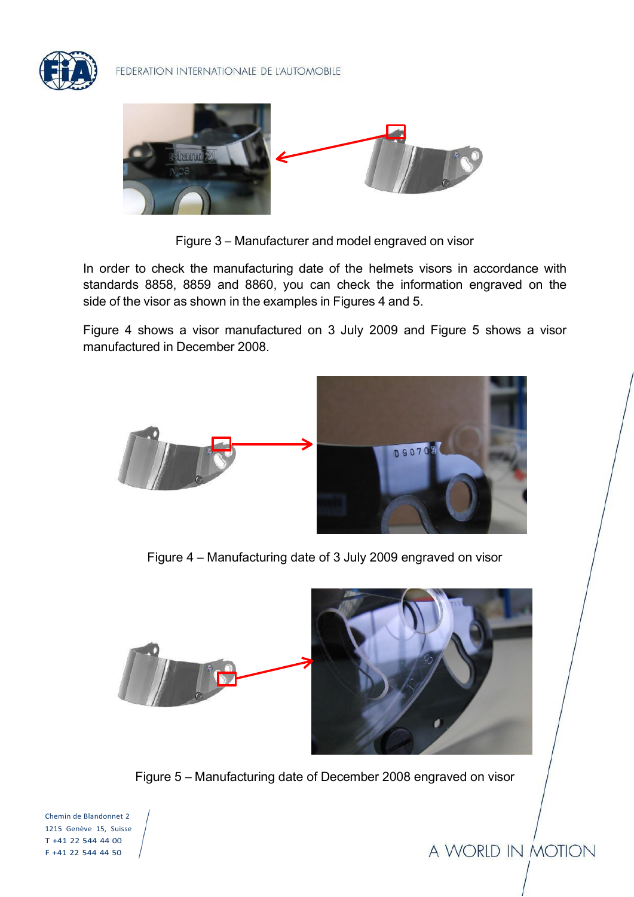Figure 3 – Manufacturer and model engraved on visor

In order to check the manufacturing date of the helmets visors in accordance with standards 8858, 8859 and 8860, you can check the information engraved on the side of the visor as shown in the examples in Figures 4 and 5.

Figure 4 shows a visor manufactured on 3 July 2009 and Figure 5 shows a visor manufactured in December 2008.

Figure 4 – Manufacturing date of 3 July 2009 engraved on visor

Figure 5 – Manufacturing date of December 2008 engraved on visor